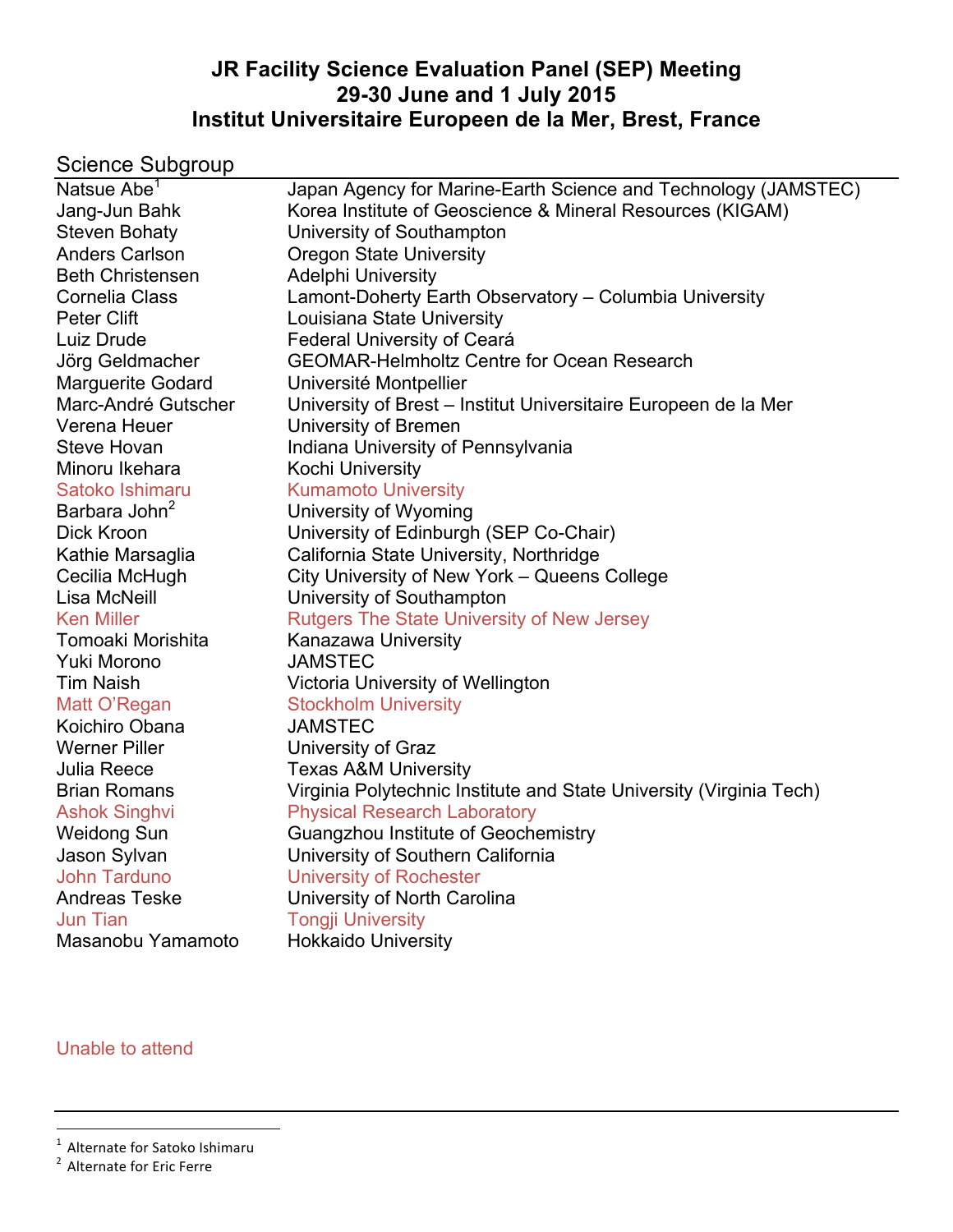# JR Facility Science Evaluation Panel (SEP) Meeting
# 29-30 June and 1 July 2015
# Institut Universitaire Europeen de la Mer, Brest, France

## Science Subgroup

| | |
|---|---|
| Natsue Abe[1] | Japan Agency for Marine-Earth Science and Technology (JAMSTEC) |
| Jang-Jun Bahk | Korea Institute of Geoscience & Mineral Resources (KIGAM) |
| Steven Bohaty | University of Southampton |
| Anders Carlson | Oregon State University |
| Beth Christensen | Adelphi University |
| Cornelia Class | Lamont-Doherty Earth Observatory – Columbia University |
| Peter Clift | Louisiana State University |
| Luiz Drude | Federal University of Ceará |
| Jörg Geldmacher | GEOMAR-Helmholtz Centre for Ocean Research |
| Marguerite Godard | Université Montpellier |
| Marc-André Gutscher | University of Brest – Institut Universitaire Europeen de la Mer |
| Verena Heuer | University of Bremen |
| Steve Hovan | Indiana University of Pennsylvania |
| Minoru Ikehara | Kochi University |
| Satoko Ishimaru | Kumamoto University |
| Barbara John[2] | University of Wyoming |
| Dick Kroon | University of Edinburgh (SEP Co-Chair) |
| Kathie Marsaglia | California State University, Northridge |
| Cecilia McHugh | City University of New York – Queens College |
| Lisa McNeill | University of Southampton |
| Ken Miller | Rutgers The State University of New Jersey |
| Tomoaki Morishita | Kanazawa University |
| Yuki Morono | JAMSTEC |
| Tim Naish | Victoria University of Wellington |
| Matt O'Regan | Stockholm University |
| Koichiro Obana | JAMSTEC |
| Werner Piller | University of Graz |
| Julia Reece | Texas A&M University |
| Brian Romans | Virginia Polytechnic Institute and State University (Virginia Tech) |
| Ashok Singhvi | Physical Research Laboratory |
| Weidong Sun | Guangzhou Institute of Geochemistry |
| Jason Sylvan | University of Southern California |
| John Tarduno | University of Rochester |
| Andreas Teske | University of North Carolina |
| Jun Tian | Tongji University |
| Masanobu Yamamoto | Hokkaido University |

Unable to attend: Satoko Ishimaru, Ken Miller, Matt O'Regan, Ashok Singhvi, John Tarduno, Jun Tian

---

[1] Alternate for Satoko Ishimaru

[2] Alternate for Eric Ferre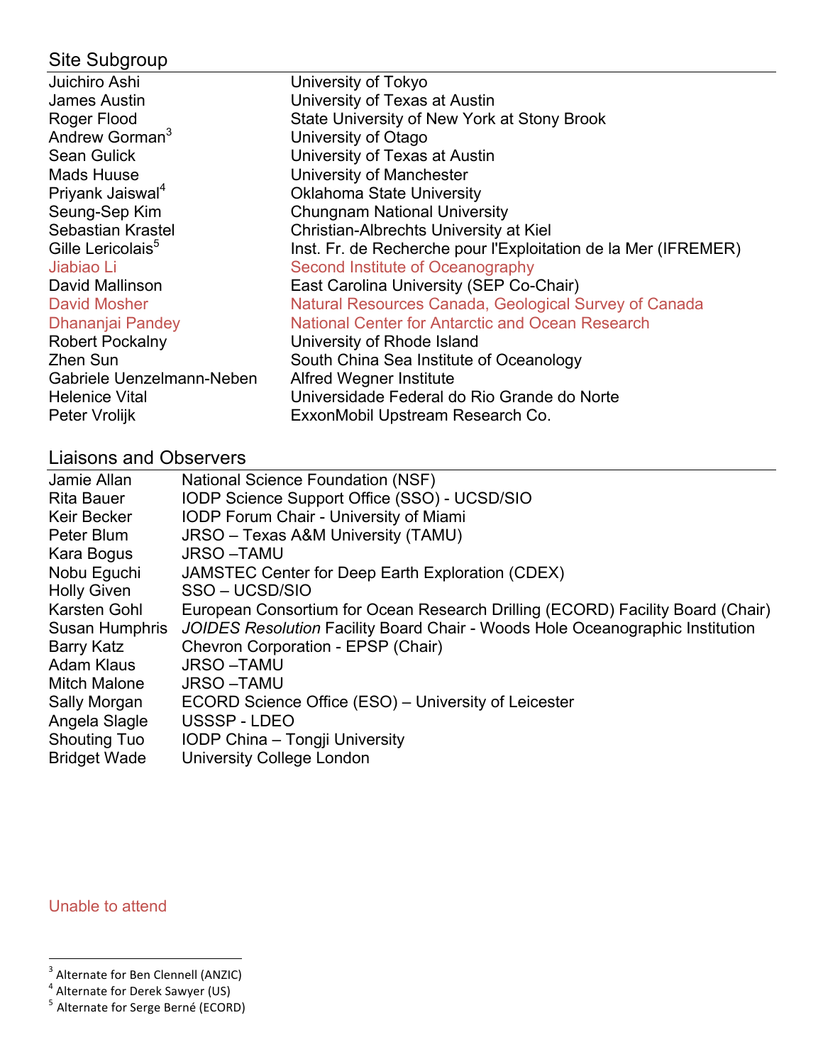## Site Subgroup

| | |
|---|---|
| Juichiro Ashi | University of Tokyo |
| James Austin | University of Texas at Austin |
| Roger Flood | State University of New York at Stony Brook |
| Andrew Gorman[3] | University of Otago |
| Sean Gulick | University of Texas at Austin |
| Mads Huuse | University of Manchester |
| Priyank Jaiswal[4] | Oklahoma State University |
| Seung-Sep Kim | Chungnam National University |
| Sebastian Krastel | Christian-Albrechts University at Kiel |
| Gille Lericolais[5] | Inst. Fr. de Recherche pour l'Exploitation de la Mer (IFREMER) |
| Jiabiao Li | Second Institute of Oceanography |
| David Mallinson | East Carolina University (SEP Co-Chair) |
| David Mosher | Natural Resources Canada, Geological Survey of Canada |
| Dhananjai Pandey | National Center for Antarctic and Ocean Research |
| Robert Pockalny | University of Rhode Island |
| Zhen Sun | South China Sea Institute of Oceanology |
| Gabriele Uenzelmann-Neben | Alfred Wegner Institute |
| Helenice Vital | Universidade Federal do Rio Grande do Norte |
| Peter Vrolijk | ExxonMobil Upstream Research Co. |

## Liaisons and Observers

| | |
|---|---|
| Jamie Allan | National Science Foundation (NSF) |
| Rita Bauer | IODP Science Support Office (SSO) - UCSD/SIO |
| Keir Becker | IODP Forum Chair - University of Miami |
| Peter Blum | JRSO – Texas A&M University (TAMU) |
| Kara Bogus | JRSO –TAMU |
| Nobu Eguchi | JAMSTEC Center for Deep Earth Exploration (CDEX) |
| Holly Given | SSO – UCSD/SIO |
| Karsten Gohl | European Consortium for Ocean Research Drilling (ECORD) Facility Board (Chair) |
| Susan Humphris | *JOIDES Resolution* Facility Board Chair - Woods Hole Oceanographic Institution |
| Barry Katz | Chevron Corporation - EPSP (Chair) |
| Adam Klaus | JRSO –TAMU |
| Mitch Malone | JRSO –TAMU |
| Sally Morgan | ECORD Science Office (ESO) – University of Leicester |
| Angela Slagle | USSSP - LDEO |
| Shouting Tuo | IODP China – Tongji University |
| Bridget Wade | University College London |

Unable to attend (Jiabiao Li, David Mosher, Dhananjai Pandey)

[3] Alternate for Ben Clennell (ANZIC)
[4] Alternate for Derek Sawyer (US)
[5] Alternate for Serge Berné (ECORD)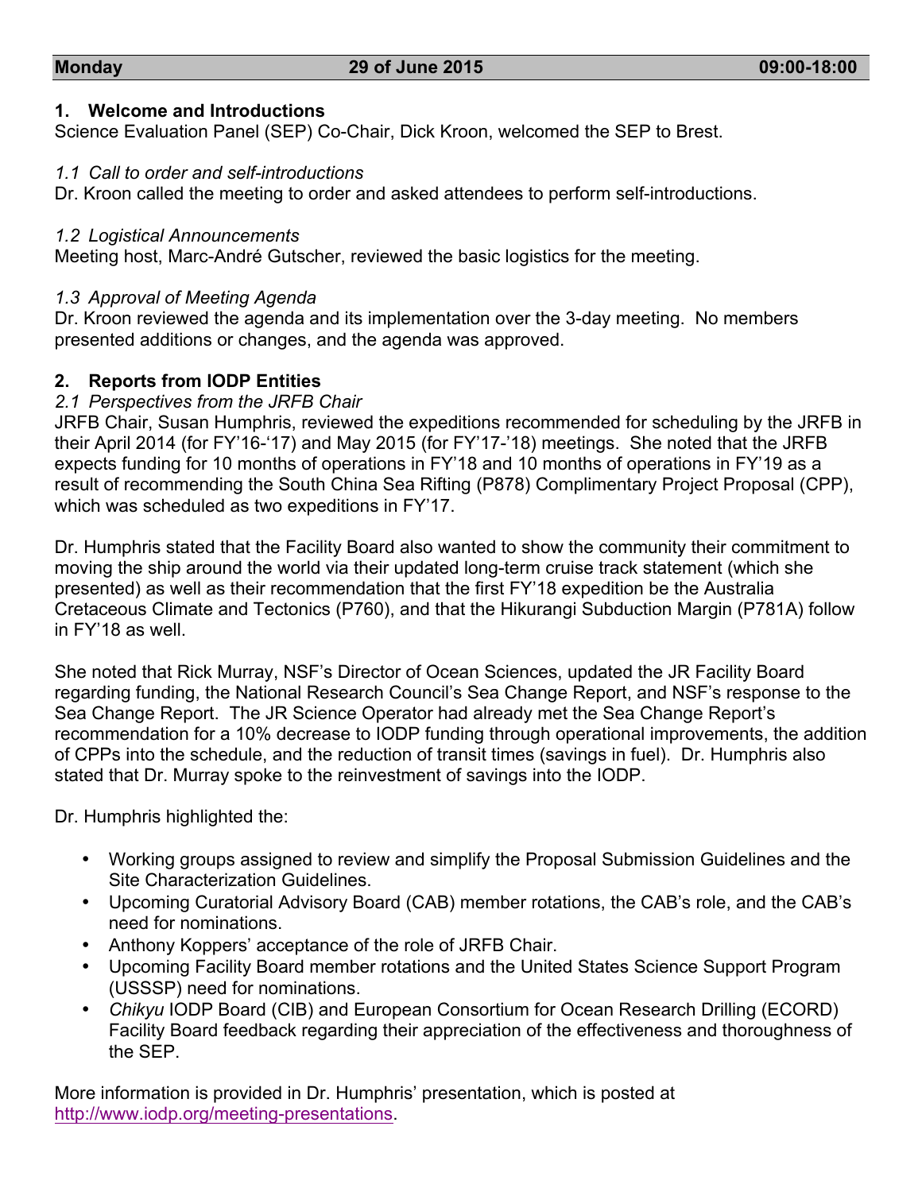| **Monday** | **29 of June 2015** | **09:00-18:00** |
|---|---|---|

## 1. Welcome and Introductions

Science Evaluation Panel (SEP) Co-Chair, Dick Kroon, welcomed the SEP to Brest.

*1.1 Call to order and self-introductions*

Dr. Kroon called the meeting to order and asked attendees to perform self-introductions.

*1.2 Logistical Announcements*

Meeting host, Marc-André Gutscher, reviewed the basic logistics for the meeting.

*1.3 Approval of Meeting Agenda*

Dr. Kroon reviewed the agenda and its implementation over the 3-day meeting. No members presented additions or changes, and the agenda was approved.

## 2. Reports from IODP Entities

*2.1 Perspectives from the JRFB Chair*

JRFB Chair, Susan Humphris, reviewed the expeditions recommended for scheduling by the JRFB in their April 2014 (for FY'16-'17) and May 2015 (for FY'17-'18) meetings. She noted that the JRFB expects funding for 10 months of operations in FY'18 and 10 months of operations in FY'19 as a result of recommending the South China Sea Rifting (P878) Complimentary Project Proposal (CPP), which was scheduled as two expeditions in FY'17.

Dr. Humphris stated that the Facility Board also wanted to show the community their commitment to moving the ship around the world via their updated long-term cruise track statement (which she presented) as well as their recommendation that the first FY'18 expedition be the Australia Cretaceous Climate and Tectonics (P760), and that the Hikurangi Subduction Margin (P781A) follow in FY'18 as well.

She noted that Rick Murray, NSF's Director of Ocean Sciences, updated the JR Facility Board regarding funding, the National Research Council's Sea Change Report, and NSF's response to the Sea Change Report. The JR Science Operator had already met the Sea Change Report's recommendation for a 10% decrease to IODP funding through operational improvements, the addition of CPPs into the schedule, and the reduction of transit times (savings in fuel). Dr. Humphris also stated that Dr. Murray spoke to the reinvestment of savings into the IODP.

Dr. Humphris highlighted the:

- Working groups assigned to review and simplify the Proposal Submission Guidelines and the Site Characterization Guidelines.
- Upcoming Curatorial Advisory Board (CAB) member rotations, the CAB's role, and the CAB's need for nominations.
- Anthony Koppers' acceptance of the role of JRFB Chair.
- Upcoming Facility Board member rotations and the United States Science Support Program (USSSP) need for nominations.
- *Chikyu* IODP Board (CIB) and European Consortium for Ocean Research Drilling (ECORD) Facility Board feedback regarding their appreciation of the effectiveness and thoroughness of the SEP.

More information is provided in Dr. Humphris' presentation, which is posted at http://www.iodp.org/meeting-presentations.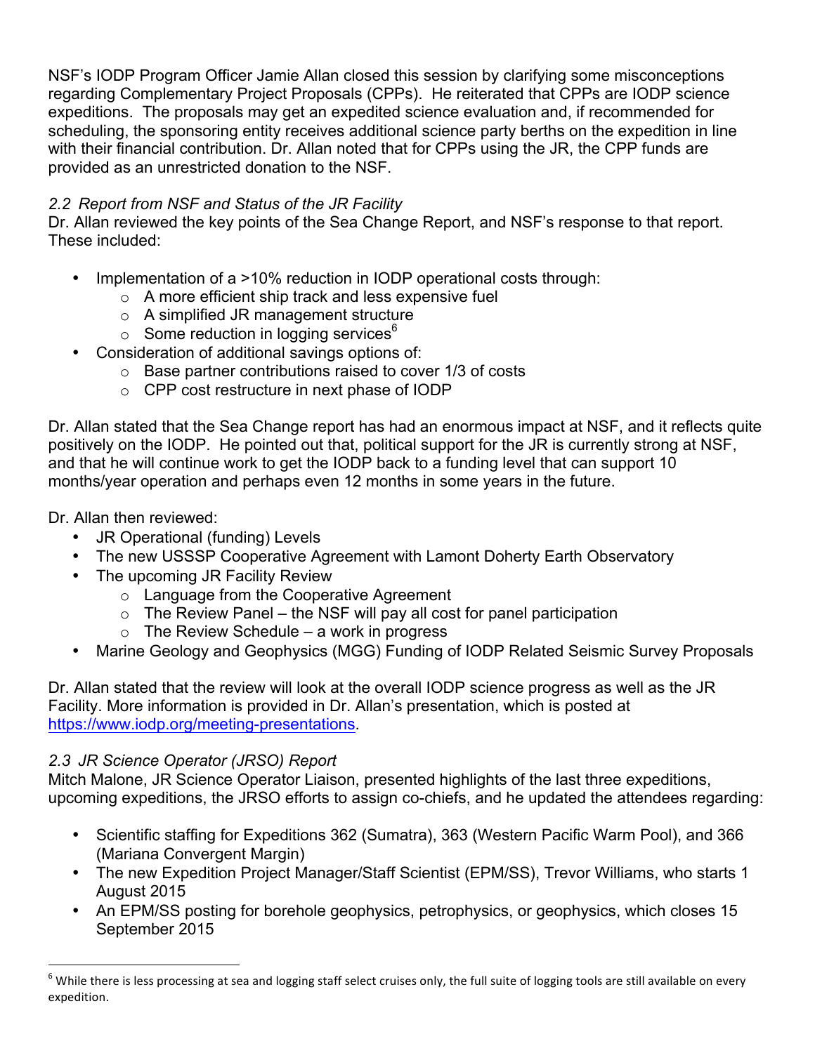NSF's IODP Program Officer Jamie Allan closed this session by clarifying some misconceptions regarding Complementary Project Proposals (CPPs). He reiterated that CPPs are IODP science expeditions. The proposals may get an expedited science evaluation and, if recommended for scheduling, the sponsoring entity receives additional science party berths on the expedition in line with their financial contribution. Dr. Allan noted that for CPPs using the JR, the CPP funds are provided as an unrestricted donation to the NSF.

### *2.2 Report from NSF and Status of the JR Facility*

Dr. Allan reviewed the key points of the Sea Change Report, and NSF's response to that report. These included:

- Implementation of a >10% reduction in IODP operational costs through:
  - A more efficient ship track and less expensive fuel
  - A simplified JR management structure
  - Some reduction in logging services[6]
- Consideration of additional savings options of:
  - Base partner contributions raised to cover 1/3 of costs
  - CPP cost restructure in next phase of IODP

Dr. Allan stated that the Sea Change report has had an enormous impact at NSF, and it reflects quite positively on the IODP. He pointed out that, political support for the JR is currently strong at NSF, and that he will continue work to get the IODP back to a funding level that can support 10 months/year operation and perhaps even 12 months in some years in the future.

Dr. Allan then reviewed:

- JR Operational (funding) Levels
- The new USSSP Cooperative Agreement with Lamont Doherty Earth Observatory
- The upcoming JR Facility Review
  - Language from the Cooperative Agreement
  - The Review Panel – the NSF will pay all cost for panel participation
  - The Review Schedule – a work in progress
- Marine Geology and Geophysics (MGG) Funding of IODP Related Seismic Survey Proposals

Dr. Allan stated that the review will look at the overall IODP science progress as well as the JR Facility. More information is provided in Dr. Allan's presentation, which is posted at https://www.iodp.org/meeting-presentations.

### *2.3 JR Science Operator (JRSO) Report*

Mitch Malone, JR Science Operator Liaison, presented highlights of the last three expeditions, upcoming expeditions, the JRSO efforts to assign co-chiefs, and he updated the attendees regarding:

- Scientific staffing for Expeditions 362 (Sumatra), 363 (Western Pacific Warm Pool), and 366 (Mariana Convergent Margin)
- The new Expedition Project Manager/Staff Scientist (EPM/SS), Trevor Williams, who starts 1 August 2015
- An EPM/SS posting for borehole geophysics, petrophysics, or geophysics, which closes 15 September 2015

---

[6] While there is less processing at sea and logging staff select cruises only, the full suite of logging tools are still available on every expedition.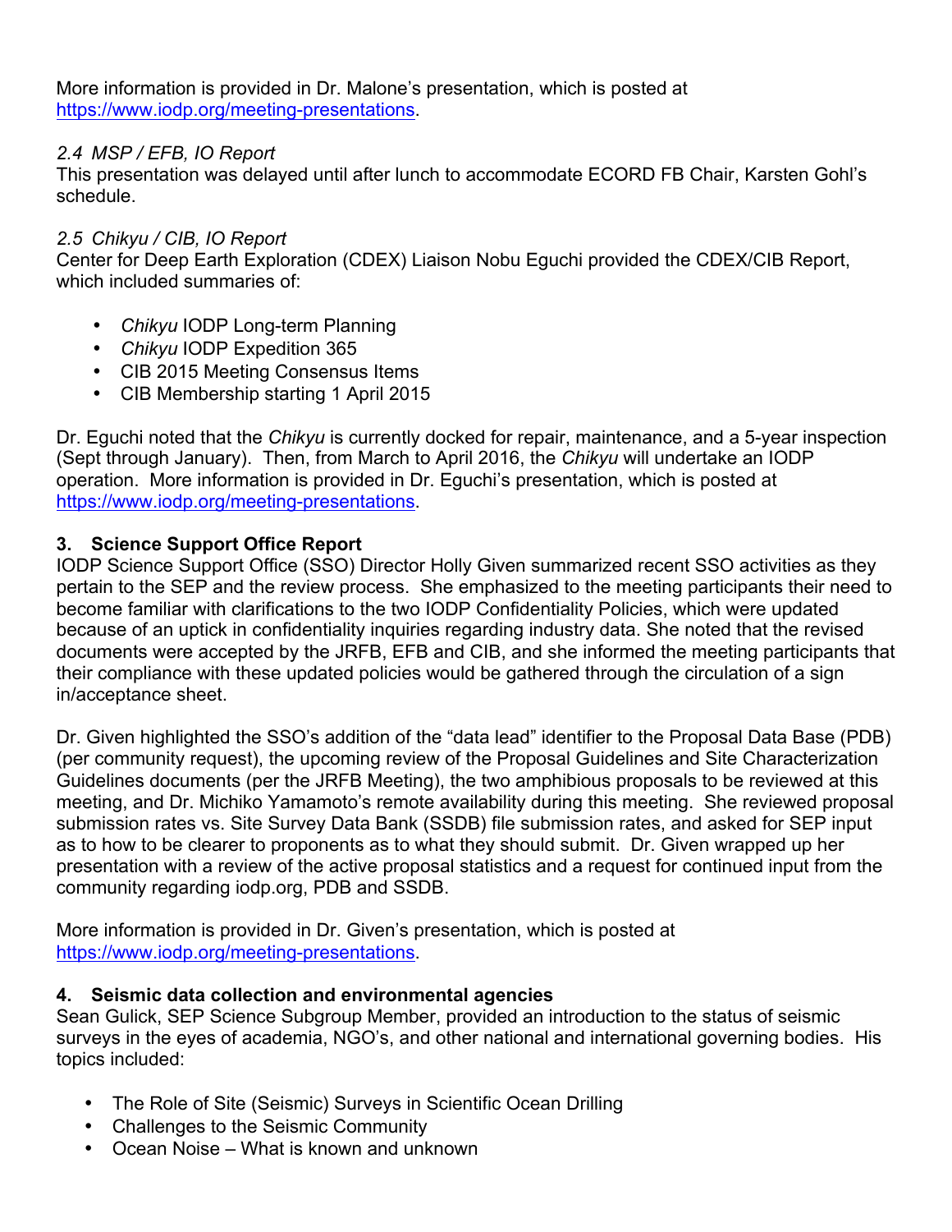More information is provided in Dr. Malone's presentation, which is posted at https://www.iodp.org/meeting-presentations.

*2.4 MSP / EFB, IO Report*

This presentation was delayed until after lunch to accommodate ECORD FB Chair, Karsten Gohl's schedule.

*2.5 Chikyu / CIB, IO Report*

Center for Deep Earth Exploration (CDEX) Liaison Nobu Eguchi provided the CDEX/CIB Report, which included summaries of:

- *Chikyu* IODP Long-term Planning
- *Chikyu* IODP Expedition 365
- CIB 2015 Meeting Consensus Items
- CIB Membership starting 1 April 2015

Dr. Eguchi noted that the *Chikyu* is currently docked for repair, maintenance, and a 5-year inspection (Sept through January). Then, from March to April 2016, the *Chikyu* will undertake an IODP operation. More information is provided in Dr. Eguchi's presentation, which is posted at https://www.iodp.org/meeting-presentations.

**3. Science Support Office Report**

IODP Science Support Office (SSO) Director Holly Given summarized recent SSO activities as they pertain to the SEP and the review process. She emphasized to the meeting participants their need to become familiar with clarifications to the two IODP Confidentiality Policies, which were updated because of an uptick in confidentiality inquiries regarding industry data. She noted that the revised documents were accepted by the JRFB, EFB and CIB, and she informed the meeting participants that their compliance with these updated policies would be gathered through the circulation of a sign in/acceptance sheet.

Dr. Given highlighted the SSO's addition of the "data lead" identifier to the Proposal Data Base (PDB) (per community request), the upcoming review of the Proposal Guidelines and Site Characterization Guidelines documents (per the JRFB Meeting), the two amphibious proposals to be reviewed at this meeting, and Dr. Michiko Yamamoto's remote availability during this meeting. She reviewed proposal submission rates vs. Site Survey Data Bank (SSDB) file submission rates, and asked for SEP input as to how to be clearer to proponents as to what they should submit. Dr. Given wrapped up her presentation with a review of the active proposal statistics and a request for continued input from the community regarding iodp.org, PDB and SSDB.

More information is provided in Dr. Given's presentation, which is posted at https://www.iodp.org/meeting-presentations.

**4. Seismic data collection and environmental agencies**

Sean Gulick, SEP Science Subgroup Member, provided an introduction to the status of seismic surveys in the eyes of academia, NGO's, and other national and international governing bodies. His topics included:

- The Role of Site (Seismic) Surveys in Scientific Ocean Drilling
- Challenges to the Seismic Community
- Ocean Noise – What is known and unknown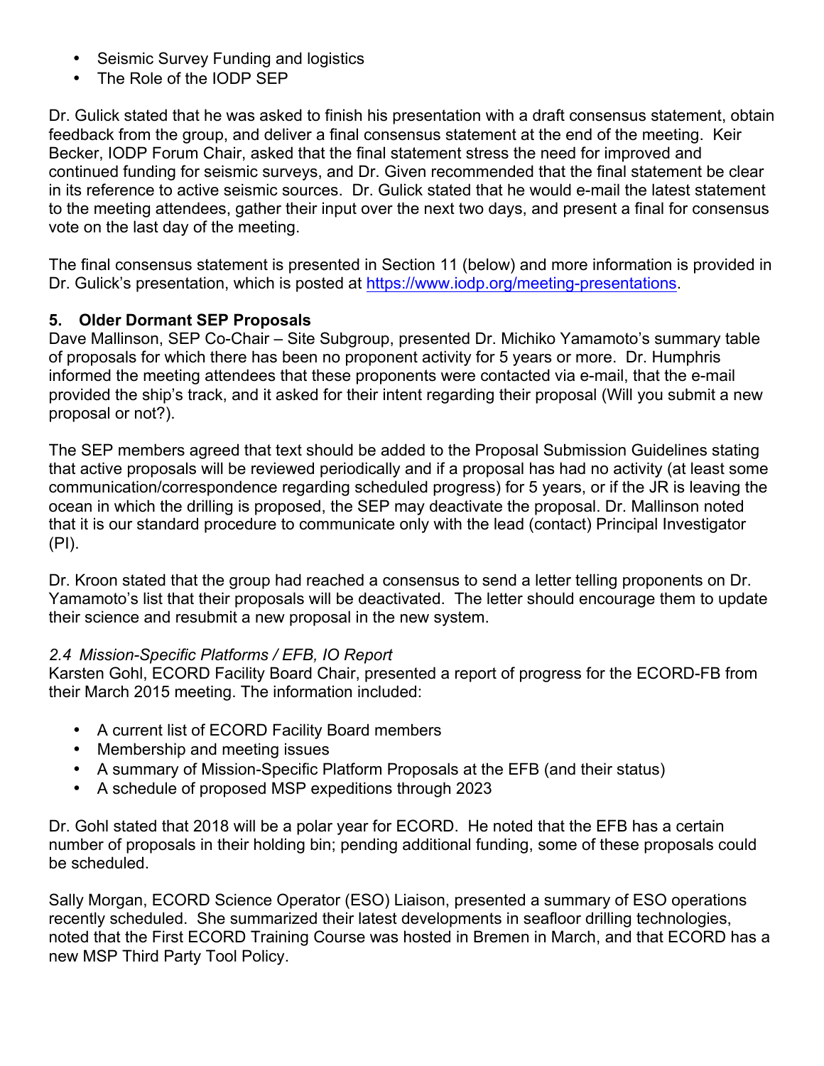- Seismic Survey Funding and logistics
- The Role of the IODP SEP

Dr. Gulick stated that he was asked to finish his presentation with a draft consensus statement, obtain feedback from the group, and deliver a final consensus statement at the end of the meeting. Keir Becker, IODP Forum Chair, asked that the final statement stress the need for improved and continued funding for seismic surveys, and Dr. Given recommended that the final statement be clear in its reference to active seismic sources. Dr. Gulick stated that he would e-mail the latest statement to the meeting attendees, gather their input over the next two days, and present a final for consensus vote on the last day of the meeting.

The final consensus statement is presented in Section 11 (below) and more information is provided in Dr. Gulick's presentation, which is posted at https://www.iodp.org/meeting-presentations.

### 5. Older Dormant SEP Proposals

Dave Mallinson, SEP Co-Chair – Site Subgroup, presented Dr. Michiko Yamamoto's summary table of proposals for which there has been no proponent activity for 5 years or more. Dr. Humphris informed the meeting attendees that these proponents were contacted via e-mail, that the e-mail provided the ship's track, and it asked for their intent regarding their proposal (Will you submit a new proposal or not?).

The SEP members agreed that text should be added to the Proposal Submission Guidelines stating that active proposals will be reviewed periodically and if a proposal has had no activity (at least some communication/correspondence regarding scheduled progress) for 5 years, or if the JR is leaving the ocean in which the drilling is proposed, the SEP may deactivate the proposal. Dr. Mallinson noted that it is our standard procedure to communicate only with the lead (contact) Principal Investigator (PI).

Dr. Kroon stated that the group had reached a consensus to send a letter telling proponents on Dr. Yamamoto's list that their proposals will be deactivated. The letter should encourage them to update their science and resubmit a new proposal in the new system.

*2.4 Mission-Specific Platforms / EFB, IO Report*

Karsten Gohl, ECORD Facility Board Chair, presented a report of progress for the ECORD-FB from their March 2015 meeting. The information included:

- A current list of ECORD Facility Board members
- Membership and meeting issues
- A summary of Mission-Specific Platform Proposals at the EFB (and their status)
- A schedule of proposed MSP expeditions through 2023

Dr. Gohl stated that 2018 will be a polar year for ECORD. He noted that the EFB has a certain number of proposals in their holding bin; pending additional funding, some of these proposals could be scheduled.

Sally Morgan, ECORD Science Operator (ESO) Liaison, presented a summary of ESO operations recently scheduled. She summarized their latest developments in seafloor drilling technologies, noted that the First ECORD Training Course was hosted in Bremen in March, and that ECORD has a new MSP Third Party Tool Policy.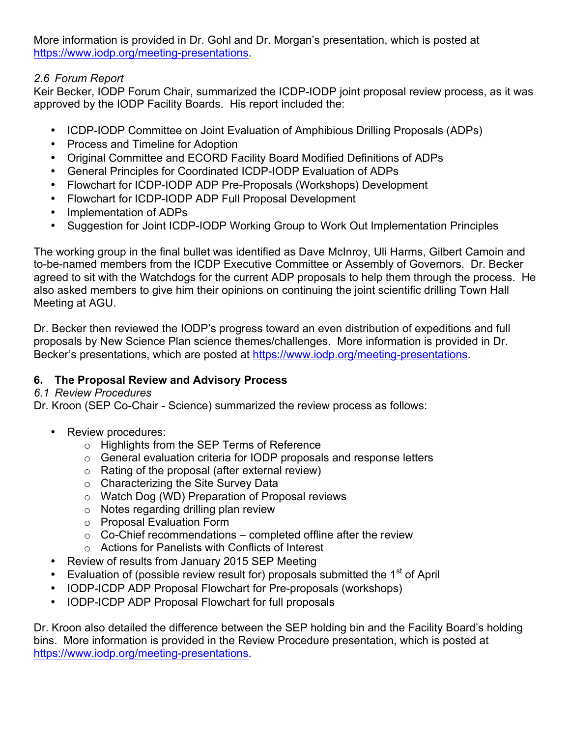More information is provided in Dr. Gohl and Dr. Morgan's presentation, which is posted at https://www.iodp.org/meeting-presentations.

*2.6 Forum Report*

Keir Becker, IODP Forum Chair, summarized the ICDP-IODP joint proposal review process, as it was approved by the IODP Facility Boards. His report included the:

- ICDP-IODP Committee on Joint Evaluation of Amphibious Drilling Proposals (ADPs)
- Process and Timeline for Adoption
- Original Committee and ECORD Facility Board Modified Definitions of ADPs
- General Principles for Coordinated ICDP-IODP Evaluation of ADPs
- Flowchart for ICDP-IODP ADP Pre-Proposals (Workshops) Development
- Flowchart for ICDP-IODP ADP Full Proposal Development
- Implementation of ADPs
- Suggestion for Joint ICDP-IODP Working Group to Work Out Implementation Principles

The working group in the final bullet was identified as Dave McInroy, Uli Harms, Gilbert Camoin and to-be-named members from the ICDP Executive Committee or Assembly of Governors. Dr. Becker agreed to sit with the Watchdogs for the current ADP proposals to help them through the process. He also asked members to give him their opinions on continuing the joint scientific drilling Town Hall Meeting at AGU.

Dr. Becker then reviewed the IODP's progress toward an even distribution of expeditions and full proposals by New Science Plan science themes/challenges. More information is provided in Dr. Becker's presentations, which are posted at https://www.iodp.org/meeting-presentations.

## 6. The Proposal Review and Advisory Process

*6.1 Review Procedures*

Dr. Kroon (SEP Co-Chair - Science) summarized the review process as follows:

- Review procedures:
  - Highlights from the SEP Terms of Reference
  - General evaluation criteria for IODP proposals and response letters
  - Rating of the proposal (after external review)
  - Characterizing the Site Survey Data
  - Watch Dog (WD) Preparation of Proposal reviews
  - Notes regarding drilling plan review
  - Proposal Evaluation Form
  - Co-Chief recommendations – completed offline after the review
  - Actions for Panelists with Conflicts of Interest
- Review of results from January 2015 SEP Meeting
- Evaluation of (possible review result for) proposals submitted the 1st of April
- IODP-ICDP ADP Proposal Flowchart for Pre-proposals (workshops)
- IODP-ICDP ADP Proposal Flowchart for full proposals

Dr. Kroon also detailed the difference between the SEP holding bin and the Facility Board's holding bins. More information is provided in the Review Procedure presentation, which is posted at https://www.iodp.org/meeting-presentations.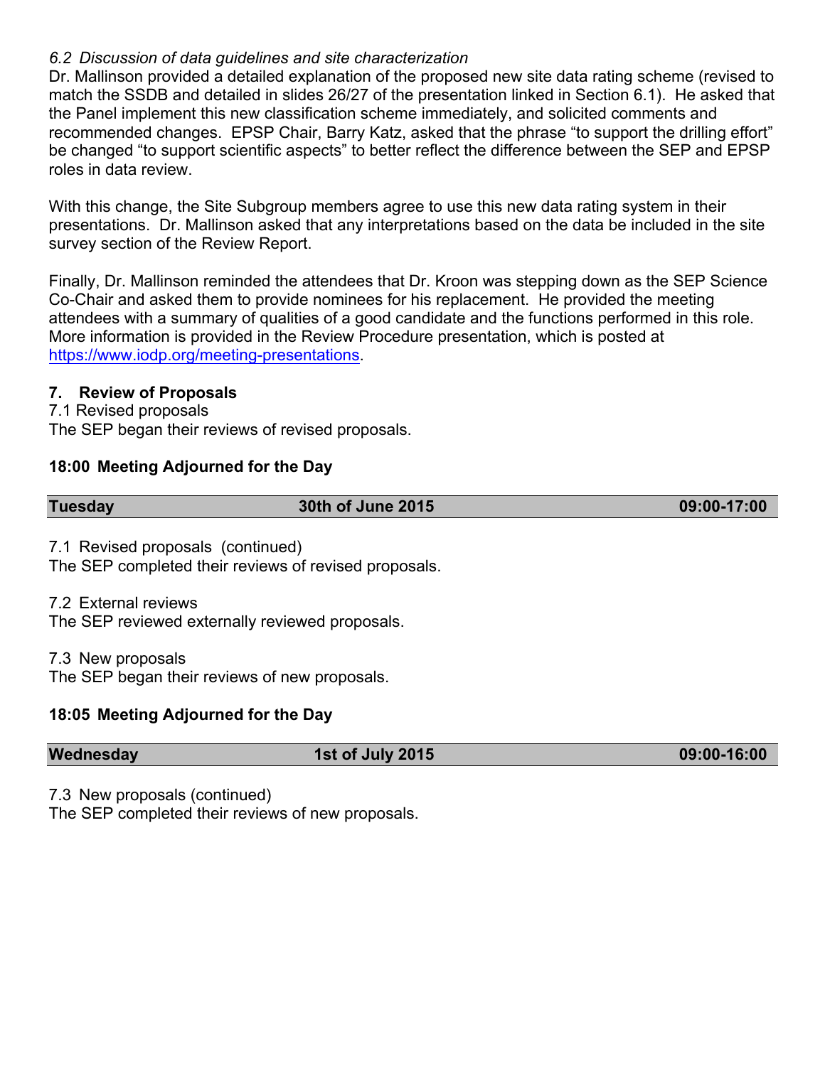*6.2 Discussion of data guidelines and site characterization*

Dr. Mallinson provided a detailed explanation of the proposed new site data rating scheme (revised to match the SSDB and detailed in slides 26/27 of the presentation linked in Section 6.1). He asked that the Panel implement this new classification scheme immediately, and solicited comments and recommended changes. EPSP Chair, Barry Katz, asked that the phrase "to support the drilling effort" be changed "to support scientific aspects" to better reflect the difference between the SEP and EPSP roles in data review.

With this change, the Site Subgroup members agree to use this new data rating system in their presentations. Dr. Mallinson asked that any interpretations based on the data be included in the site survey section of the Review Report.

Finally, Dr. Mallinson reminded the attendees that Dr. Kroon was stepping down as the SEP Science Co-Chair and asked them to provide nominees for his replacement. He provided the meeting attendees with a summary of qualities of a good candidate and the functions performed in this role. More information is provided in the Review Procedure presentation, which is posted at [https://www.iodp.org/meeting-presentations](https://www.iodp.org/meeting-presentations).

**7. Review of Proposals**

7.1 Revised proposals

The SEP began their reviews of revised proposals.

**18:00 Meeting Adjourned for the Day**

| **Tuesday** | **30th of June 2015** | **09:00-17:00** |
|---|---|---|

7.1 Revised proposals (continued)

The SEP completed their reviews of revised proposals.

7.2 External reviews

The SEP reviewed externally reviewed proposals.

7.3 New proposals

The SEP began their reviews of new proposals.

**18:05 Meeting Adjourned for the Day**

| **Wednesday** | **1st of July 2015** | **09:00-16:00** |
|---|---|---|

7.3 New proposals (continued)

The SEP completed their reviews of new proposals.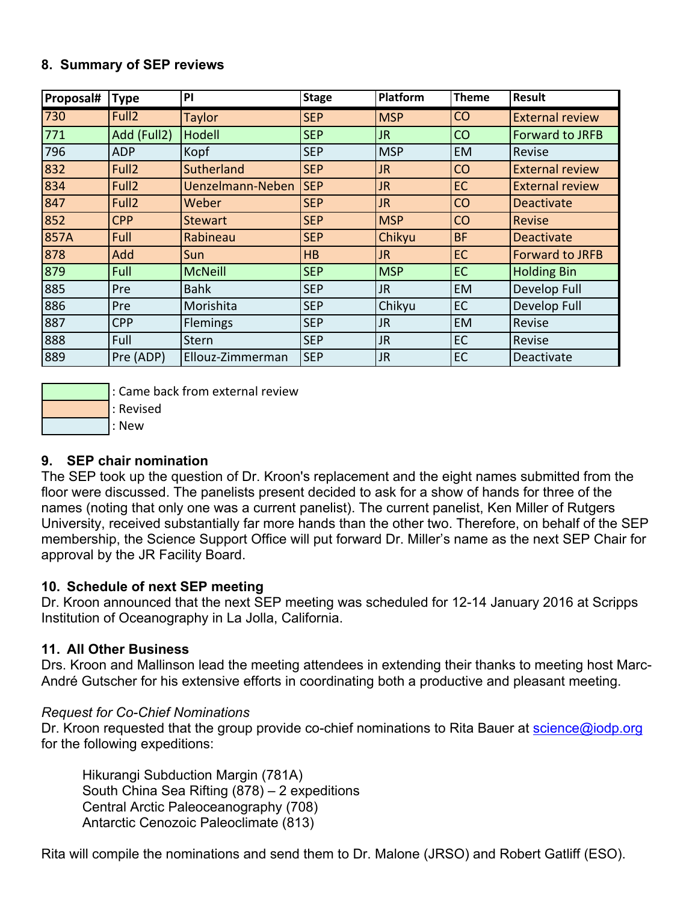## 8. Summary of SEP reviews

| Proposal# | Type | PI | Stage | Platform | Theme | Result |
|---|---|---|---|---|---|---|
| 730 | Full2 | Taylor | SEP | MSP | CO | External review |
| 771 | Add (Full2) | Hodell | SEP | JR | CO | Forward to JRFB |
| 796 | ADP | Kopf | SEP | MSP | EM | Revise |
| 832 | Full2 | Sutherland | SEP | JR | CO | External review |
| 834 | Full2 | Uenzelmann-Neben | SEP | JR | EC | External review |
| 847 | Full2 | Weber | SEP | JR | CO | Deactivate |
| 852 | CPP | Stewart | SEP | MSP | CO | Revise |
| 857A | Full | Rabineau | SEP | Chikyu | BF | Deactivate |
| 878 | Add | Sun | HB | JR | EC | Forward to JRFB |
| 879 | Full | McNeill | SEP | MSP | EC | Holding Bin |
| 885 | Pre | Bahk | SEP | JR | EM | Develop Full |
| 886 | Pre | Morishita | SEP | Chikyu | EC | Develop Full |
| 887 | CPP | Flemings | SEP | JR | EM | Revise |
| 888 | Full | Stern | SEP | JR | EC | Revise |
| 889 | Pre (ADP) | Ellouz-Zimmerman | SEP | JR | EC | Deactivate |

Legend:
- (green): Came back from external review
- (orange): Revised
- (blue): New

## 9. SEP chair nomination

The SEP took up the question of Dr. Kroon's replacement and the eight names submitted from the floor were discussed. The panelists present decided to ask for a show of hands for three of the names (noting that only one was a current panelist). The current panelist, Ken Miller of Rutgers University, received substantially far more hands than the other two. Therefore, on behalf of the SEP membership, the Science Support Office will put forward Dr. Miller's name as the next SEP Chair for approval by the JR Facility Board.

## 10. Schedule of next SEP meeting

Dr. Kroon announced that the next SEP meeting was scheduled for 12-14 January 2016 at Scripps Institution of Oceanography in La Jolla, California.

## 11. All Other Business

Drs. Kroon and Mallinson lead the meeting attendees in extending their thanks to meeting host Marc-André Gutscher for his extensive efforts in coordinating both a productive and pleasant meeting.

*Request for Co-Chief Nominations*

Dr. Kroon requested that the group provide co-chief nominations to Rita Bauer at science@iodp.org for the following expeditions:

Hikurangi Subduction Margin (781A)
South China Sea Rifting (878) – 2 expeditions
Central Arctic Paleoceanography (708)
Antarctic Cenozoic Paleoclimate (813)

Rita will compile the nominations and send them to Dr. Malone (JRSO) and Robert Gatliff (ESO).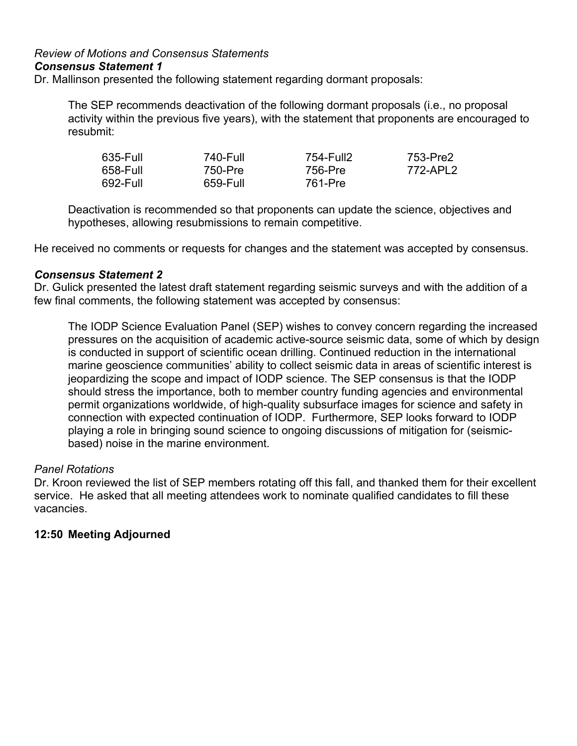*Review of Motions and Consensus Statements*

***Consensus Statement 1***

Dr. Mallinson presented the following statement regarding dormant proposals:

> The SEP recommends deactivation of the following dormant proposals (i.e., no proposal activity within the previous five years), with the statement that proponents are encouraged to resubmit:
>
> | | | | |
> |---|---|---|---|
> | 635-Full | 740-Full | 754-Full2 | 753-Pre2 |
> | 658-Full | 750-Pre | 756-Pre | 772-APL2 |
> | 692-Full | 659-Full | 761-Pre | |
>
> Deactivation is recommended so that proponents can update the science, objectives and hypotheses, allowing resubmissions to remain competitive.

He received no comments or requests for changes and the statement was accepted by consensus.

***Consensus Statement 2***

Dr. Gulick presented the latest draft statement regarding seismic surveys and with the addition of a few final comments, the following statement was accepted by consensus:

> The IODP Science Evaluation Panel (SEP) wishes to convey concern regarding the increased pressures on the acquisition of academic active-source seismic data, some of which by design is conducted in support of scientific ocean drilling. Continued reduction in the international marine geoscience communities' ability to collect seismic data in areas of scientific interest is jeopardizing the scope and impact of IODP science. The SEP consensus is that the IODP should stress the importance, both to member country funding agencies and environmental permit organizations worldwide, of high-quality subsurface images for science and safety in connection with expected continuation of IODP. Furthermore, SEP looks forward to IODP playing a role in bringing sound science to ongoing discussions of mitigation for (seismic-based) noise in the marine environment.

*Panel Rotations*

Dr. Kroon reviewed the list of SEP members rotating off this fall, and thanked them for their excellent service. He asked that all meeting attendees work to nominate qualified candidates to fill these vacancies.

**12:50 Meeting Adjourned**